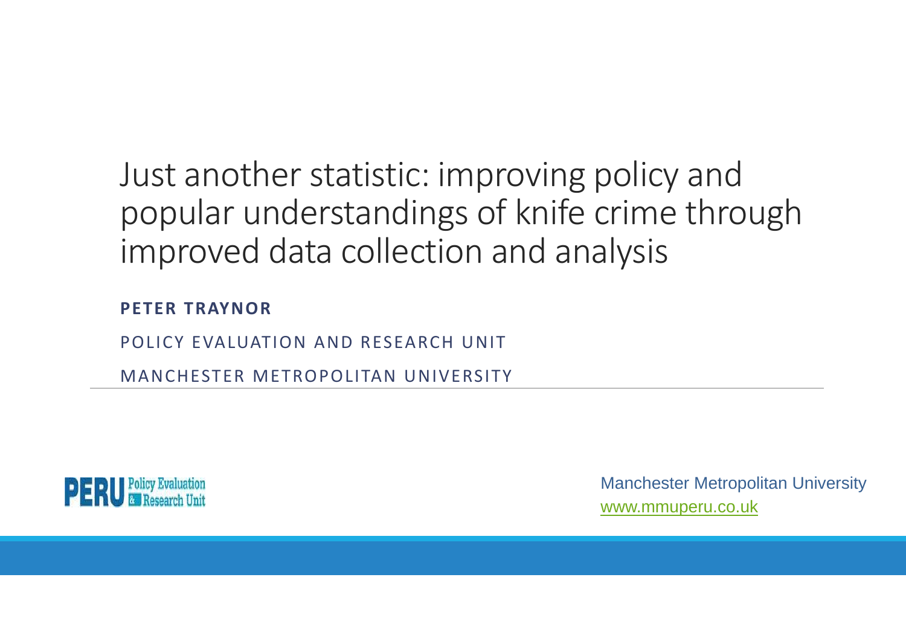# Just another statistic: improving policy and popular understandings of knife crime through improved data collection and analysis

**PETER TRAYNOR**

POLICY EVALUATION AND RESEARCH UNIT

MANCHESTER METROPOLITAN UNIVERSITY

PERU Policy Evaluation & Research Unit

Manchester Metropolitan University
www.mmuperu.co.uk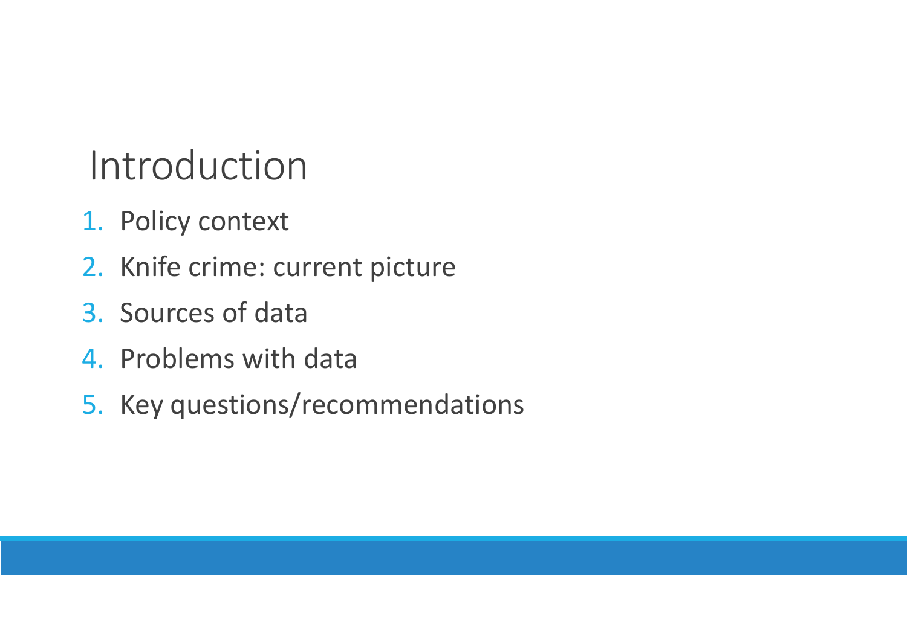# Introduction

1. Policy context
2. Knife crime: current picture
3. Sources of data
4. Problems with data
5. Key questions/recommendations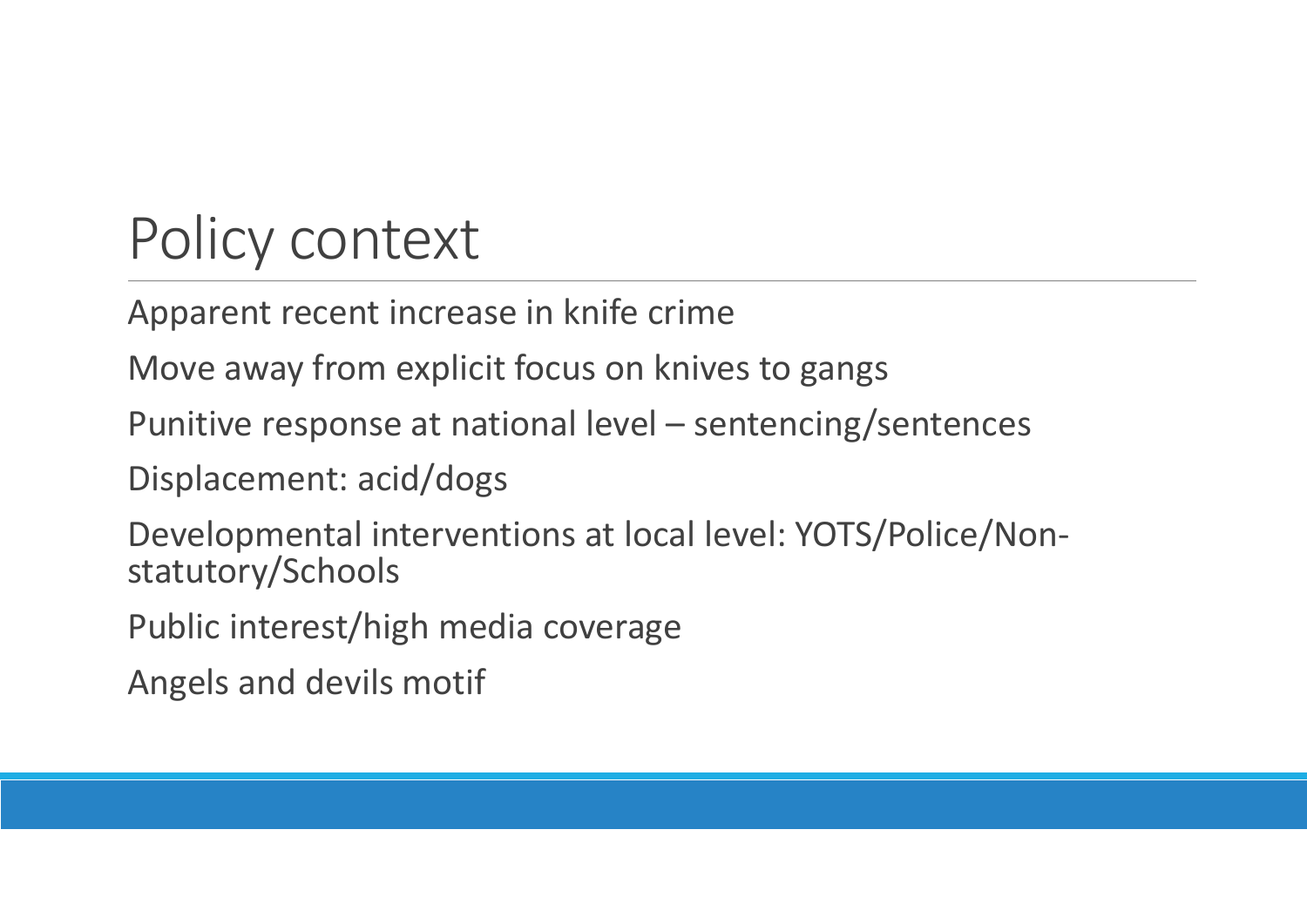# Policy context

Apparent recent increase in knife crime

Move away from explicit focus on knives to gangs

Punitive response at national level – sentencing/sentences

Displacement: acid/dogs

Developmental interventions at local level: YOTS/Police/Non-statutory/Schools

Public interest/high media coverage

Angels and devils motif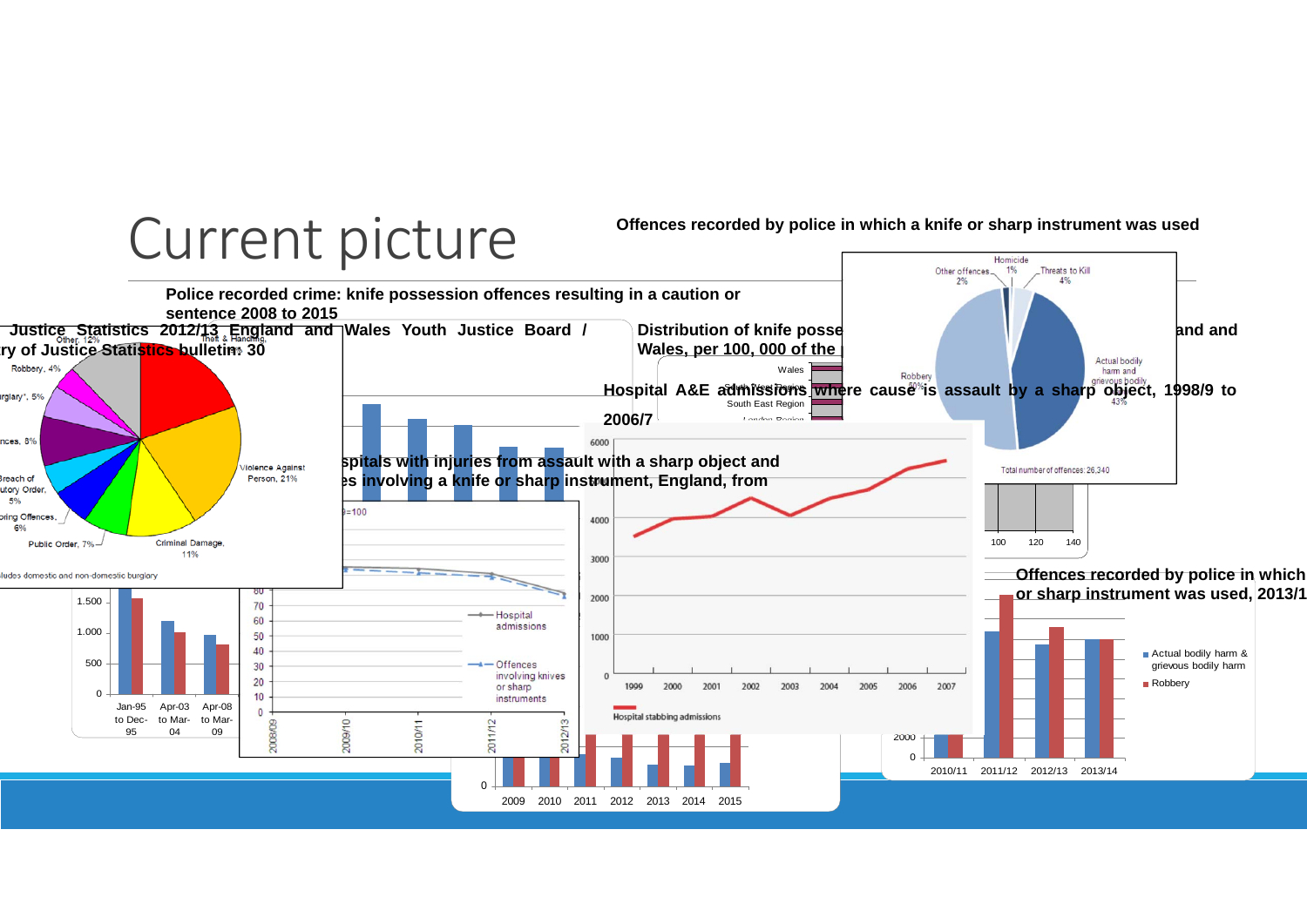# Current picture

**Offences recorded by police in which a knife or sharp instrument was used**

Homicide 1%

Other offences 2%

Threats to Kill 4%

Robbery 50%

Actual bodily harm and grievous bodily 43%

Total number of offences: 26,340

**Police recorded crime: knife possession offences resulting in a caution or sentence 2008 to 2015**

**Justice Statistics 2012/13 England and Wales Youth Justice Board / ry of Justice Statistics bulletin: 30**

Other, 12%

Theft & Handling

Robbery, 4%

urglary*, 5%

nces, 8%

Breach of utory Order, 5%

ping Offences, 6%

Public Order, 7%

Criminal Damage, 11%

Violence Against Person, 21%

ludes domestic and non-domestic burglary

**Distribution of knife posse... and and Wales, per 100, 000 of the ...**

Wales

South West Region

South East Region

London Region

**Hospital A&E admissions where cause is assault by a sharp object, 1998/9 to 2006/7**

6000

4000

3000

2000

1000

0

1999 2000 2001 2002 2003 2004 2005 2006 2007

Hospital stabbing admissions

**...spitals with injuries from assault with a sharp object and ...es involving a knife or sharp instrument, England, from**

...9=100

80 70 60 50 40 30 20 10 0

2008/09 2009/10 2010/11 2011/12 2012/13

Hospital admissions

Offences involving knives or sharp instruments

1.500

1.000

500

0

Jan-95 to Dec-95 | Apr-03 to Mar-04 | Apr-08 to Mar-09

0

2009 2010 2011 2012 2013 2014 2015

100 120 140

**Offences recorded by police in which ... or sharp instrument was used, 2013/1...**

2000

0

2010/11 2011/12 2012/13 2013/14

Actual bodily harm & grievous bodily harm

Robbery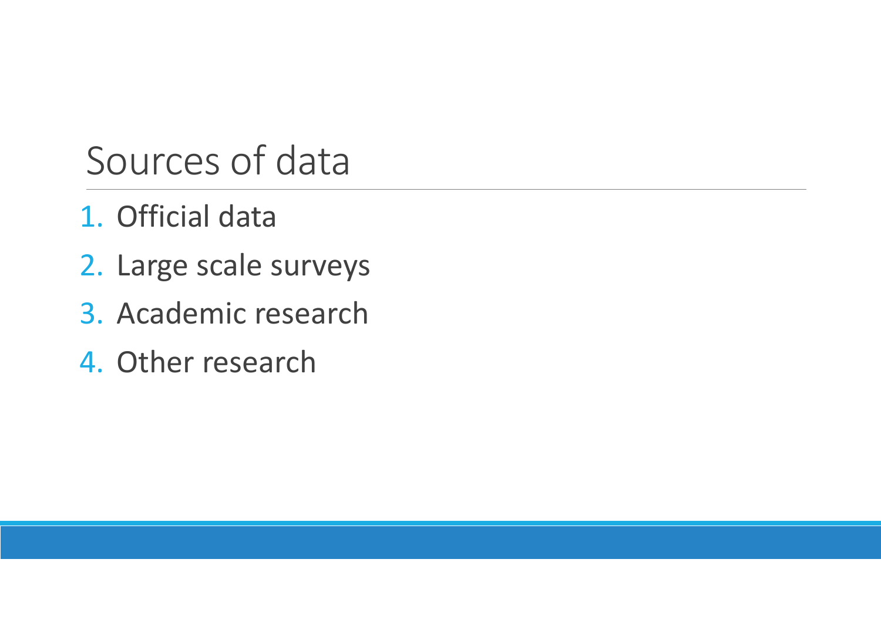# Sources of data

1. Official data
2. Large scale surveys
3. Academic research
4. Other research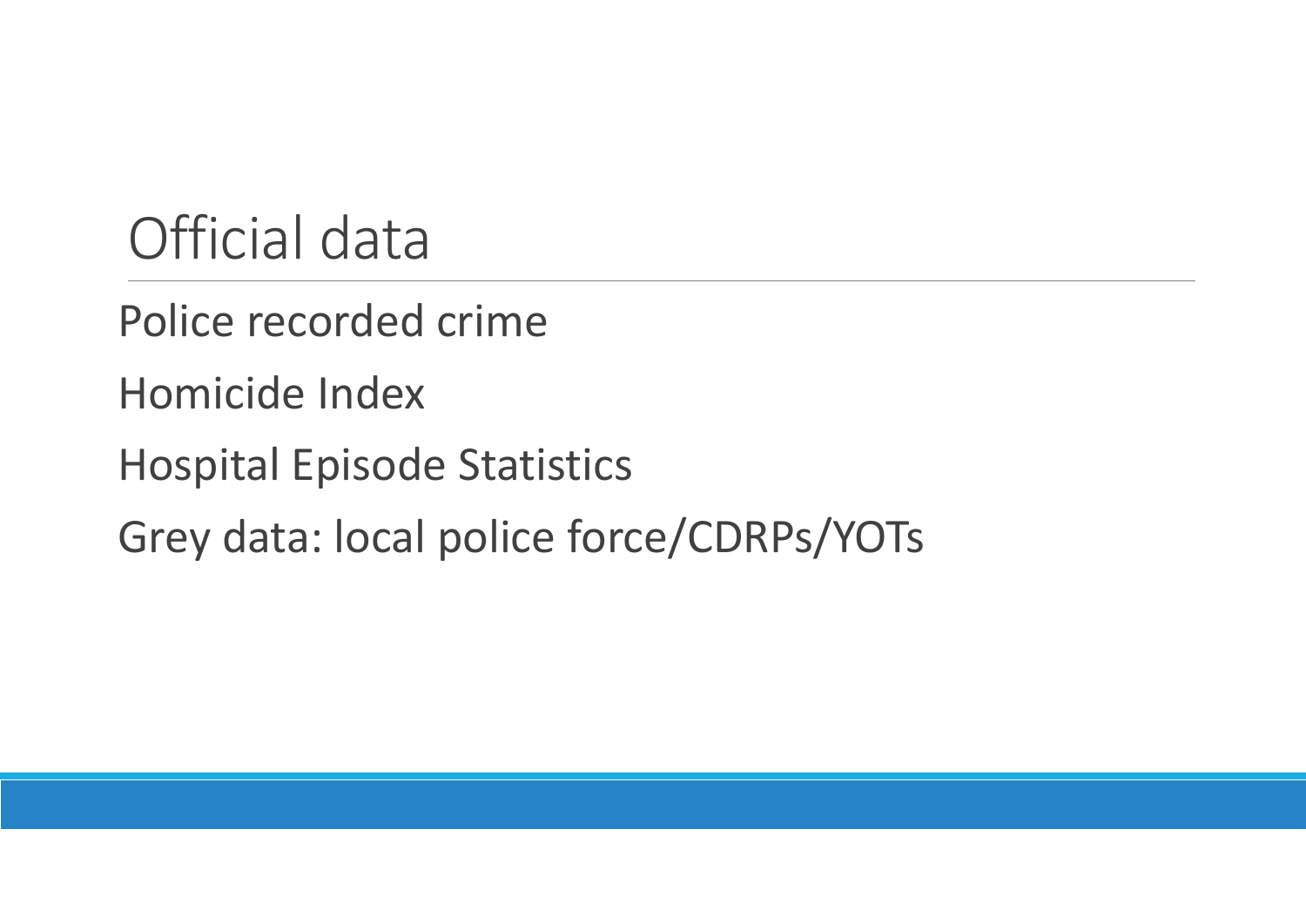# Official data

Police recorded crime

Homicide Index

Hospital Episode Statistics

Grey data: local police force/CDRPs/YOTs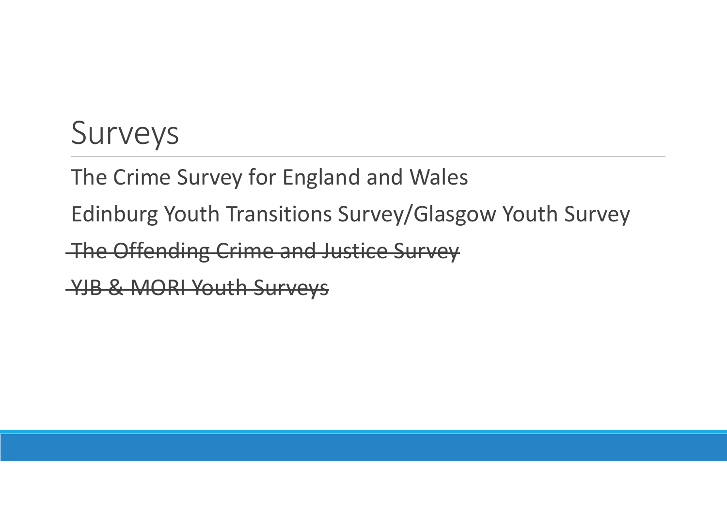# Surveys

The Crime Survey for England and Wales

Edinburg Youth Transitions Survey/Glasgow Youth Survey

~~The Offending Crime and Justice Survey~~

~~YJB & MORI Youth Surveys~~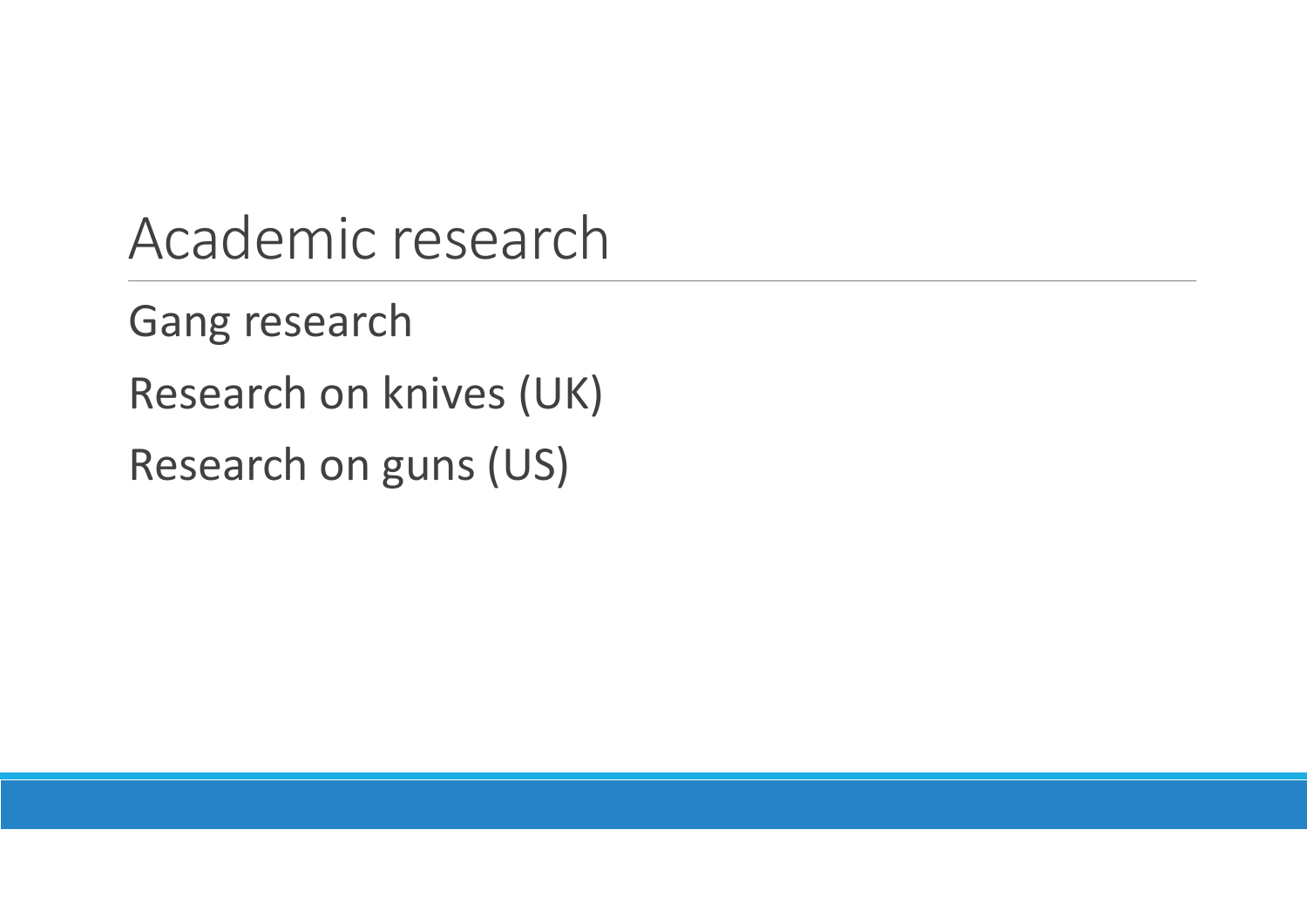# Academic research

Gang research

Research on knives (UK)

Research on guns (US)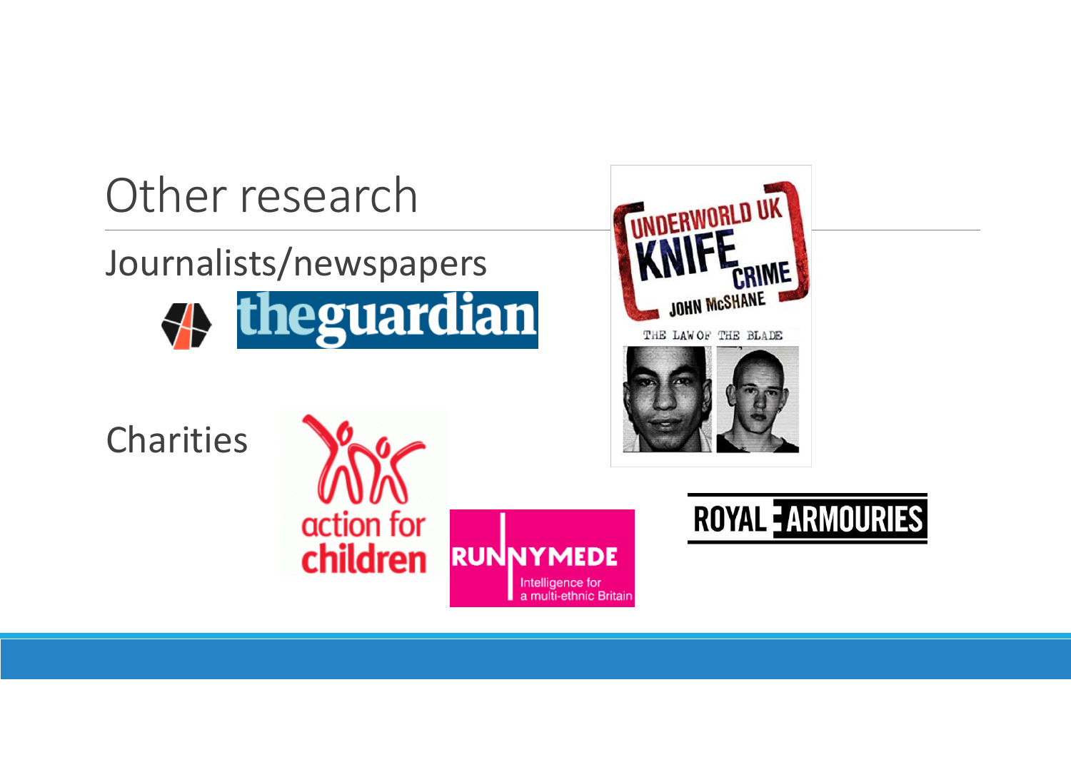# Other research

Journalists/newspapers

Charities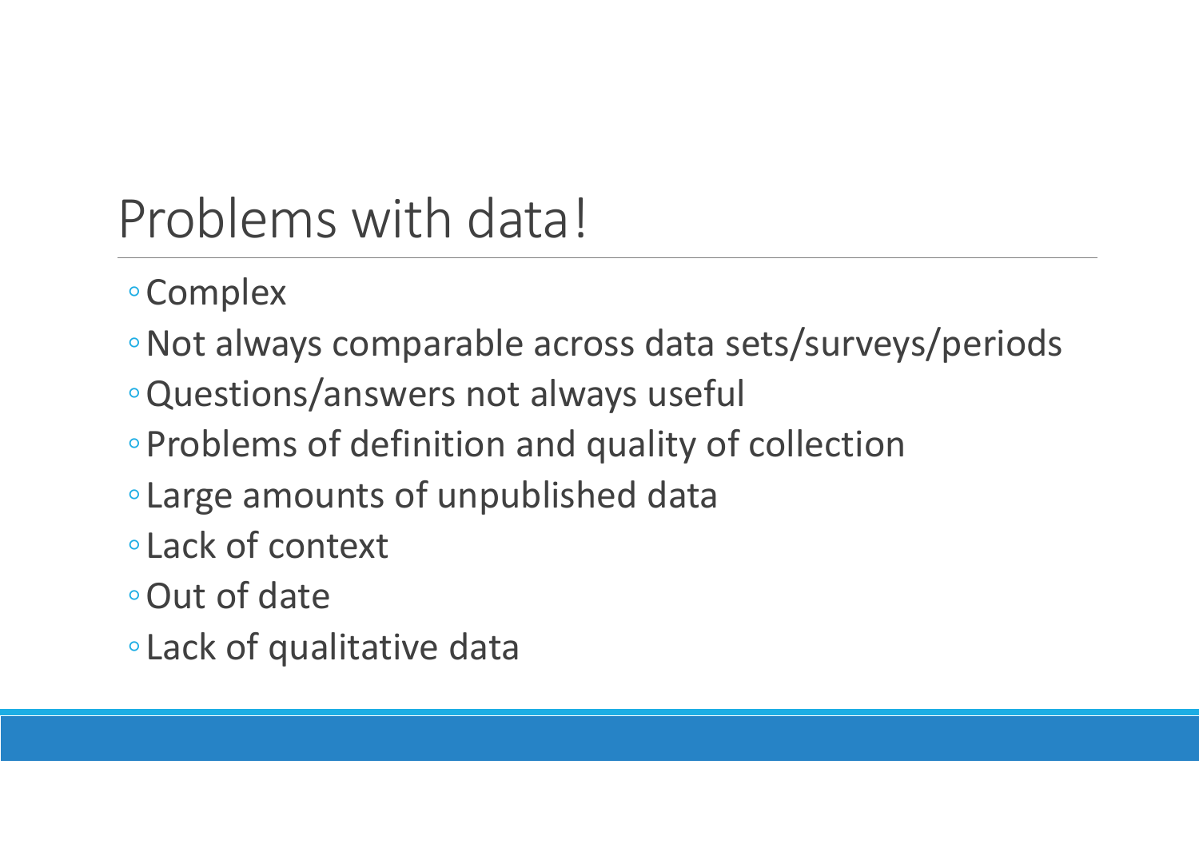# Problems with data!

- Complex
- Not always comparable across data sets/surveys/periods
- Questions/answers not always useful
- Problems of definition and quality of collection
- Large amounts of unpublished data
- Lack of context
- Out of date
- Lack of qualitative data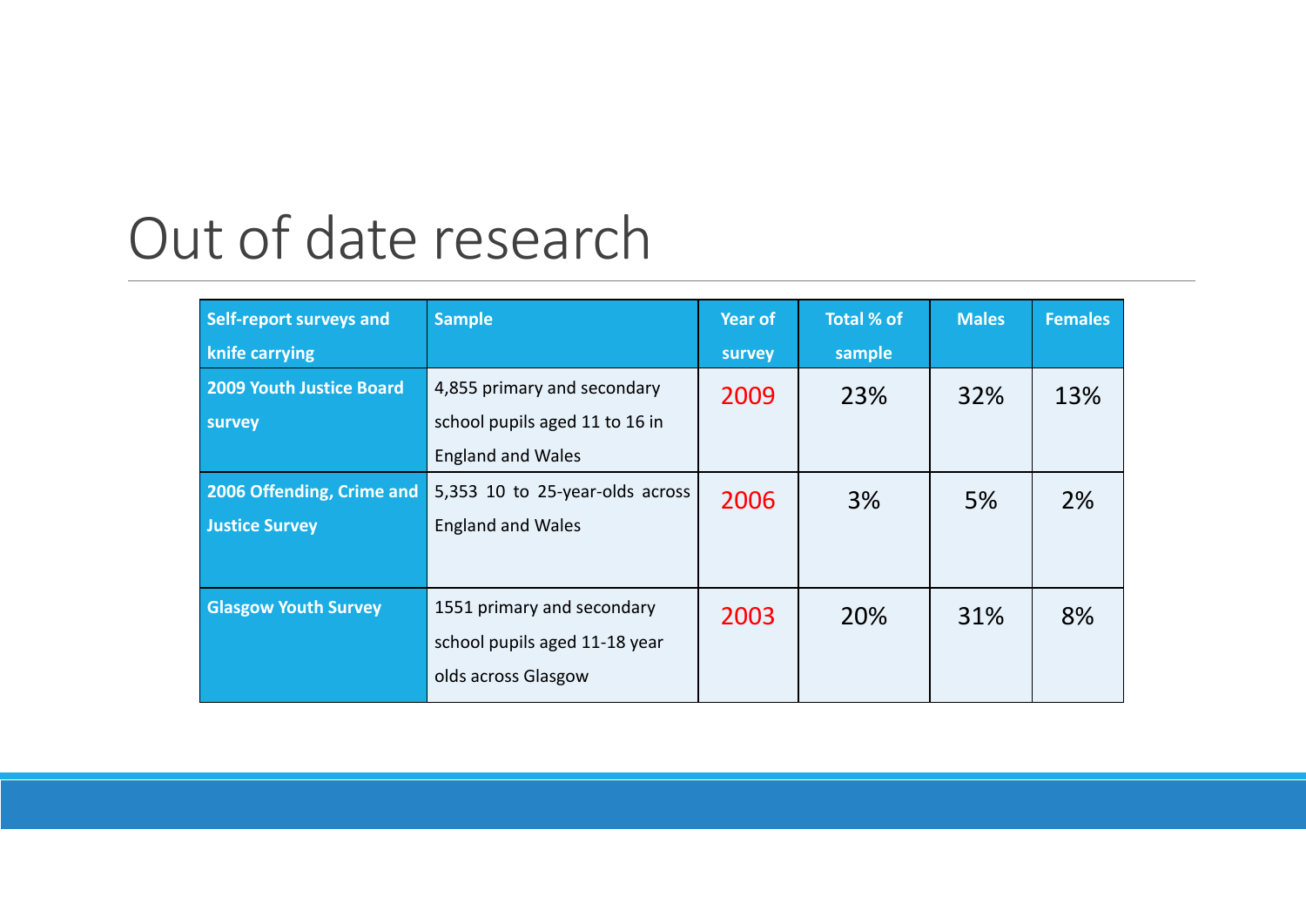# Out of date research

| Self-report surveys and knife carrying | Sample | Year of survey | Total % of sample | Males | Females |
|---|---|---|---|---|---|
| 2009 Youth Justice Board survey | 4,855 primary and secondary school pupils aged 11 to 16 in England and Wales | 2009 | 23% | 32% | 13% |
| 2006 Offending, Crime and Justice Survey | 5,353 10 to 25-year-olds across England and Wales | 2006 | 3% | 5% | 2% |
| Glasgow Youth Survey | 1551 primary and secondary school pupils aged 11-18 year olds across Glasgow | 2003 | 20% | 31% | 8% |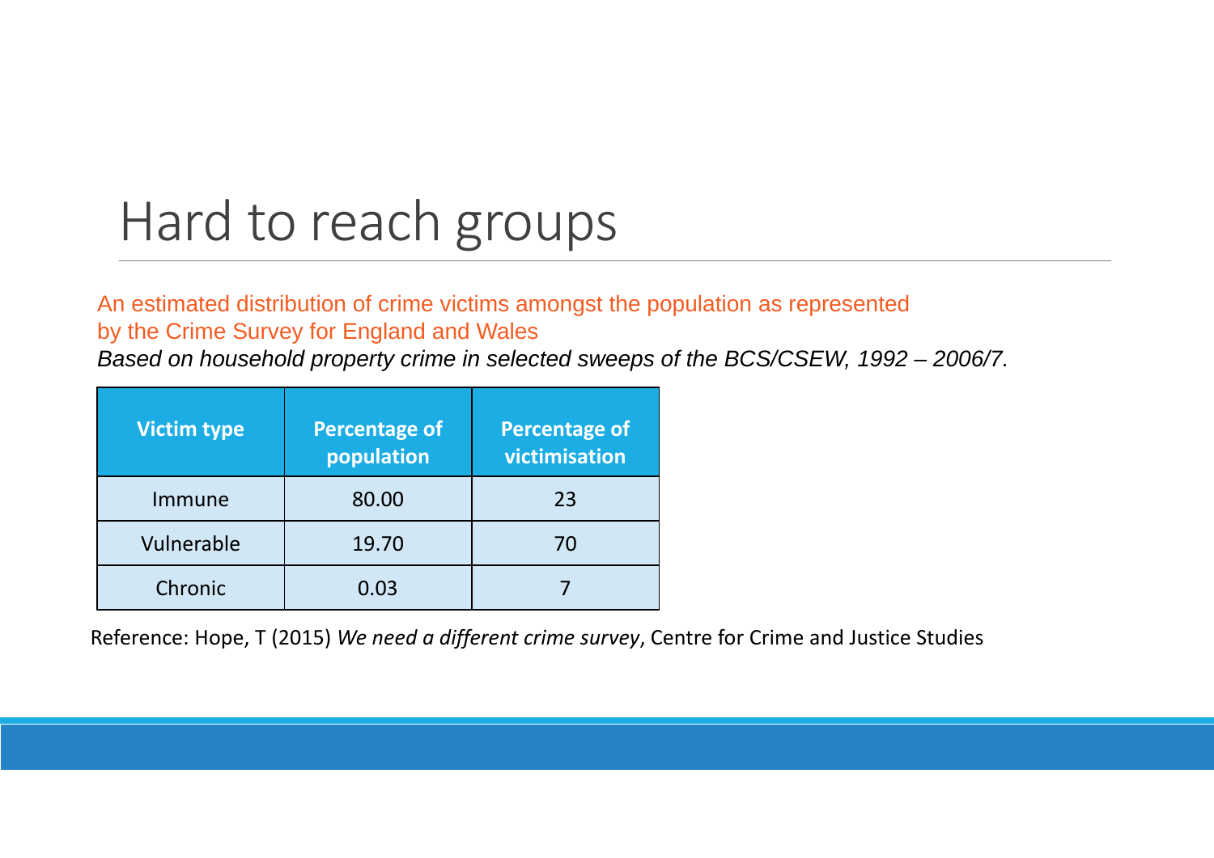# Hard to reach groups

An estimated distribution of crime victims amongst the population as represented by the Crime Survey for England and Wales

*Based on household property crime in selected sweeps of the BCS/CSEW, 1992 – 2006/7.*

| Victim type | Percentage of population | Percentage of victimisation |
| --- | --- | --- |
| Immune | 80.00 | 23 |
| Vulnerable | 19.70 | 70 |
| Chronic | 0.03 | 7 |

Reference: Hope, T (2015) *We need a different crime survey*, Centre for Crime and Justice Studies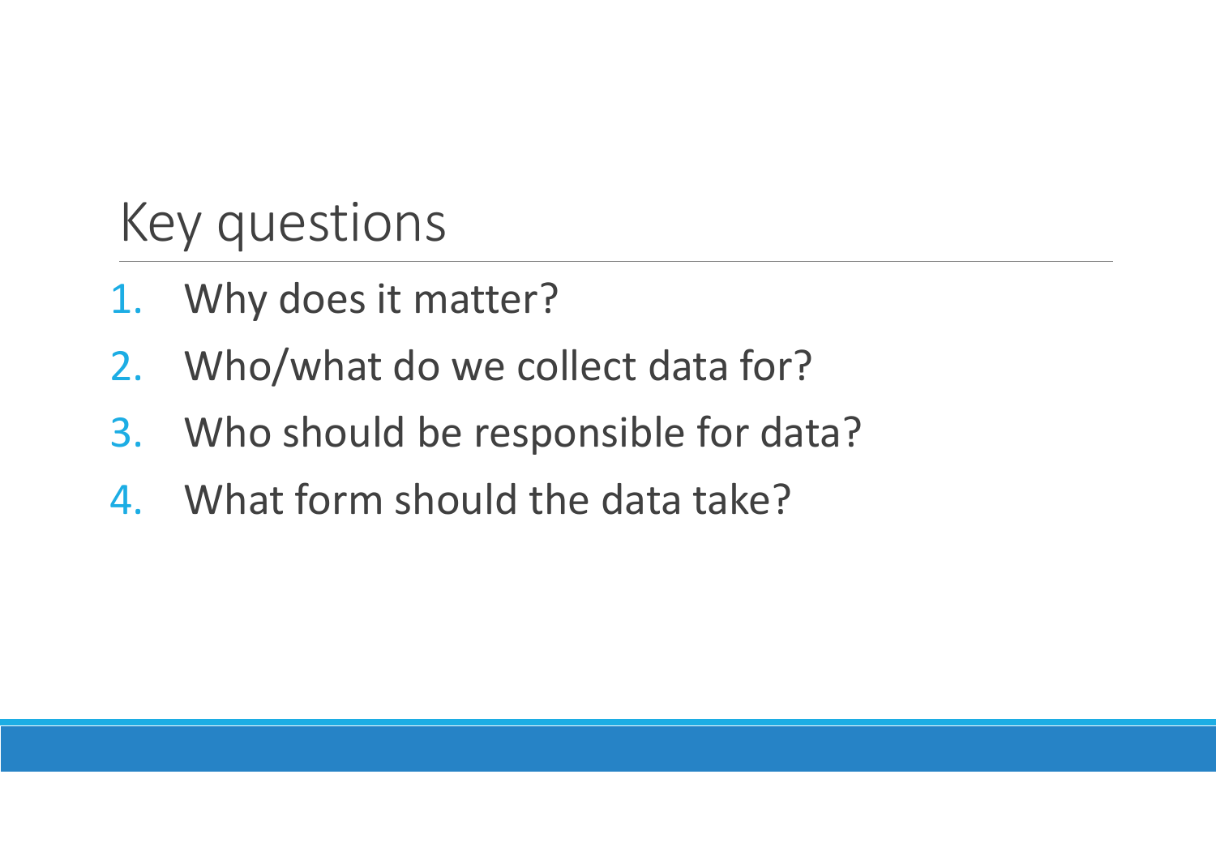# Key questions

1. Why does it matter?
2. Who/what do we collect data for?
3. Who should be responsible for data?
4. What form should the data take?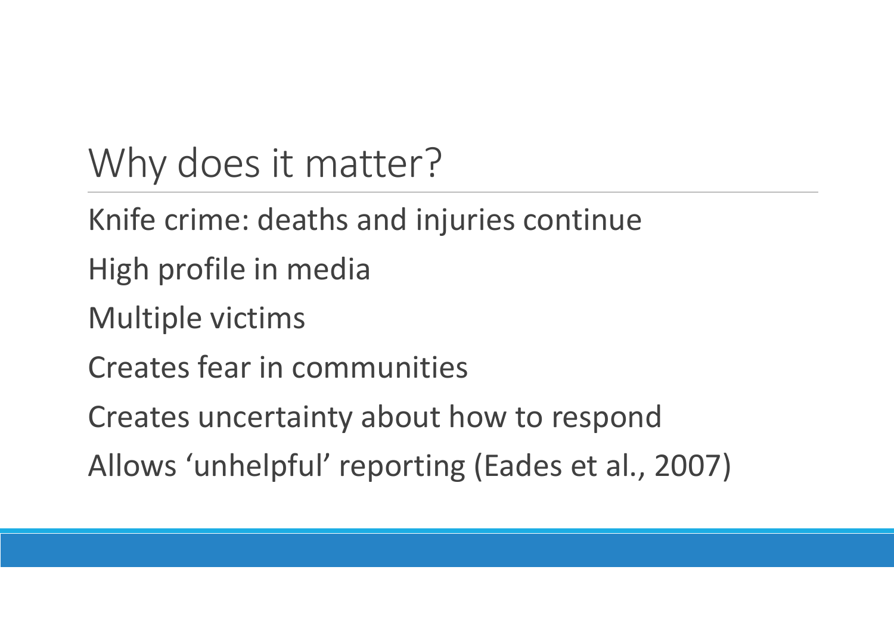# Why does it matter?

Knife crime: deaths and injuries continue

High profile in media

Multiple victims

Creates fear in communities

Creates uncertainty about how to respond

Allows 'unhelpful' reporting (Eades et al., 2007)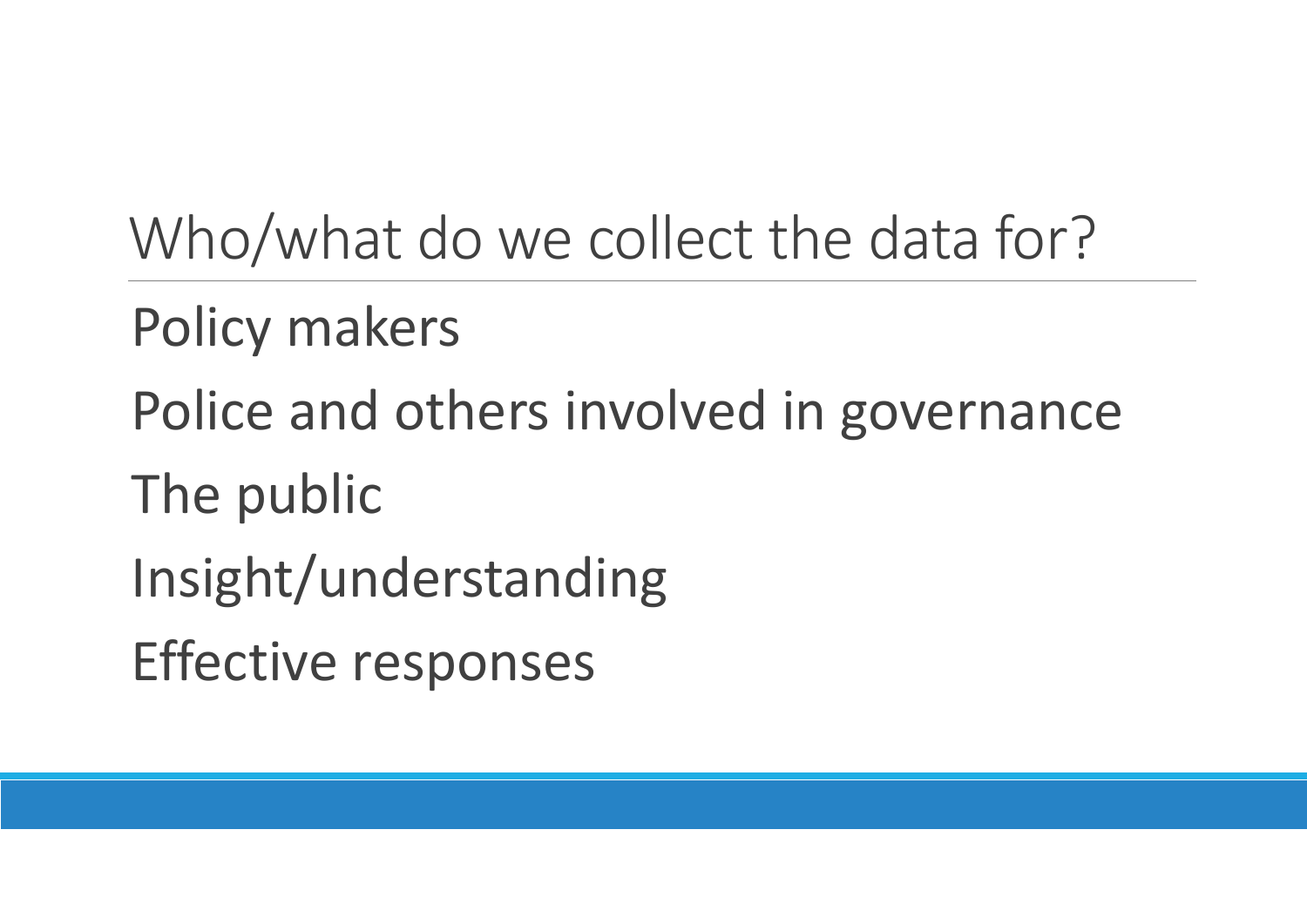# Who/what do we collect the data for?

Policy makers

Police and others involved in governance

The public

Insight/understanding

Effective responses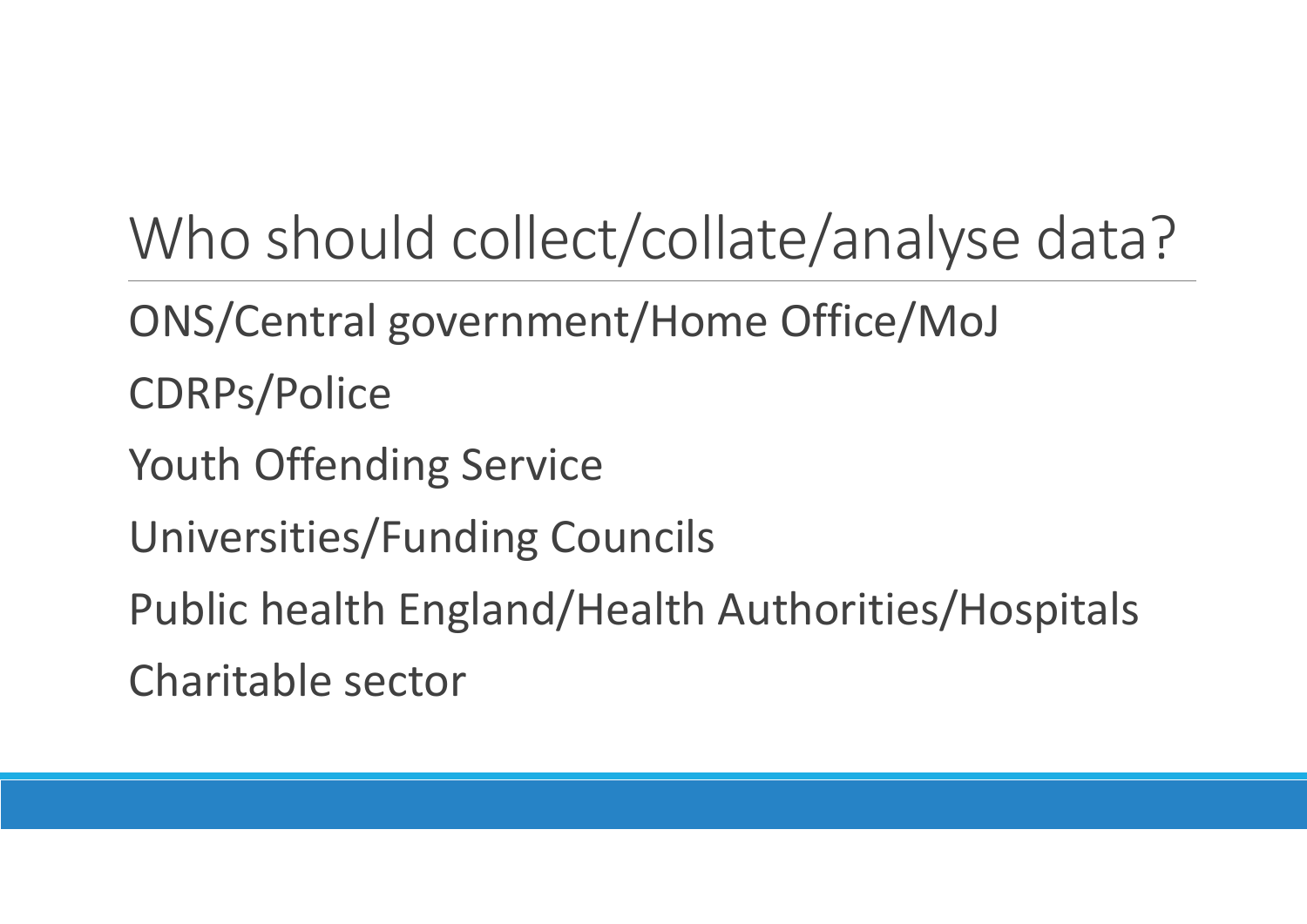# Who should collect/collate/analyse data?

ONS/Central government/Home Office/MoJ

CDRPs/Police

Youth Offending Service

Universities/Funding Councils

Public health England/Health Authorities/Hospitals

Charitable sector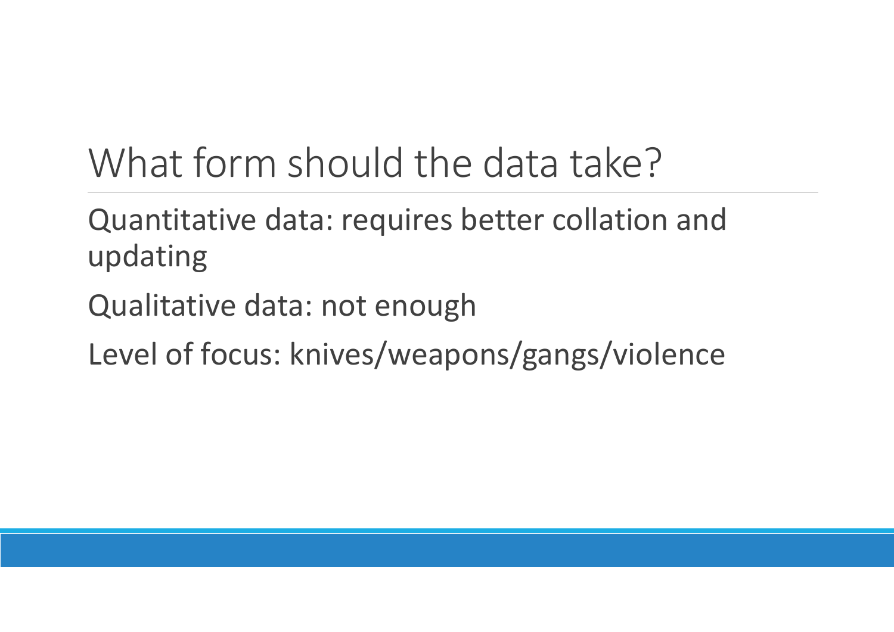# What form should the data take?

Quantitative data: requires better collation and updating

Qualitative data: not enough

Level of focus: knives/weapons/gangs/violence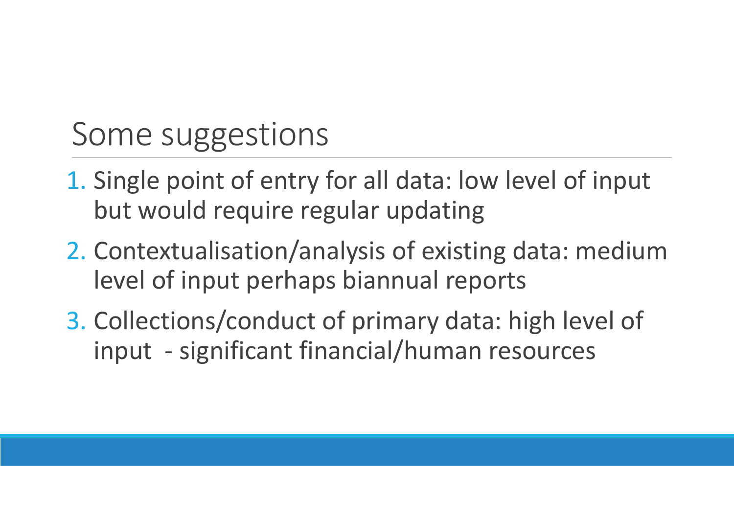# Some suggestions

1. Single point of entry for all data: low level of input but would require regular updating
2. Contextualisation/analysis of existing data: medium level of input perhaps biannual reports
3. Collections/conduct of primary data: high level of input - significant financial/human resources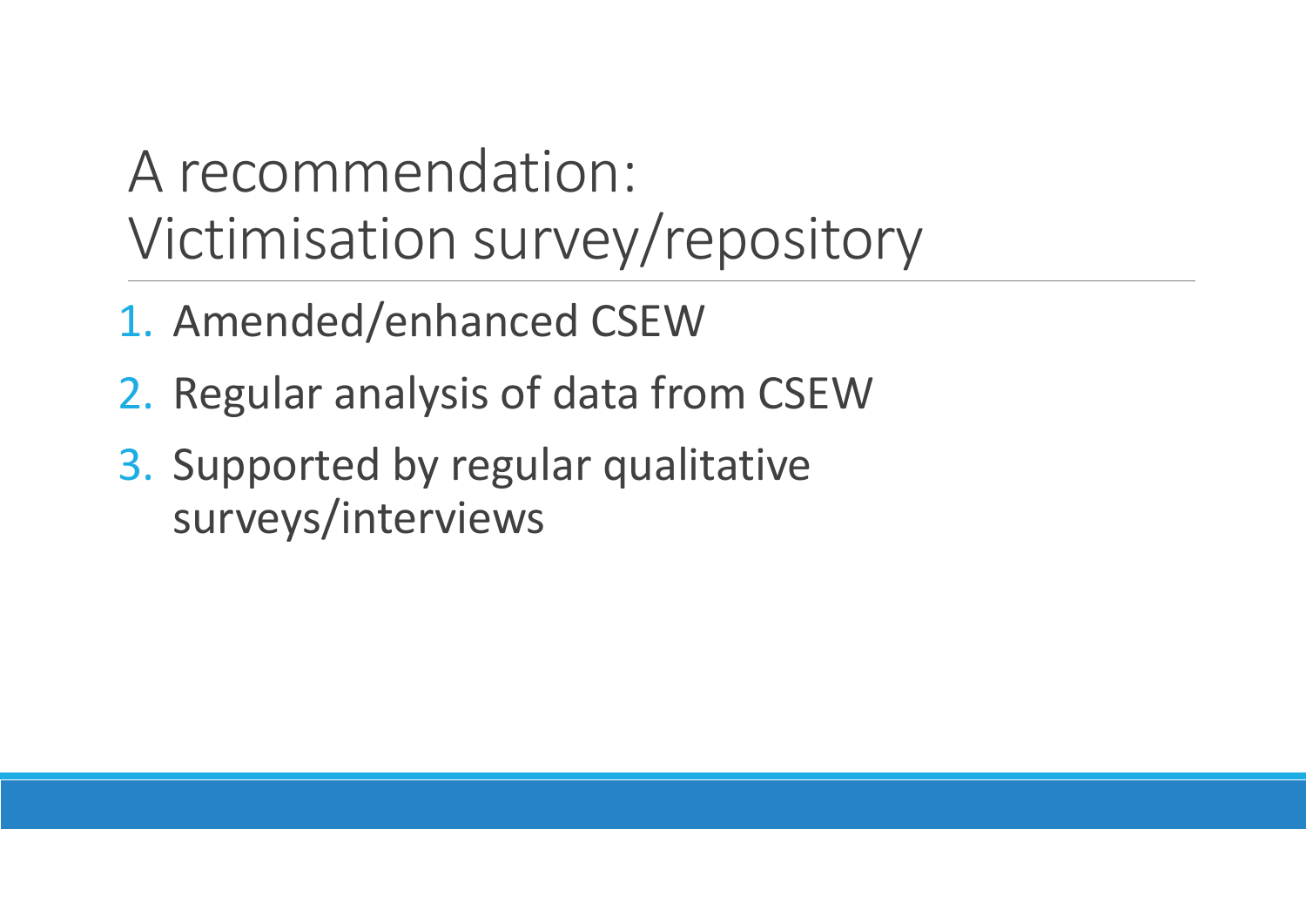# A recommendation: Victimisation survey/repository

1. Amended/enhanced CSEW
2. Regular analysis of data from CSEW
3. Supported by regular qualitative surveys/interviews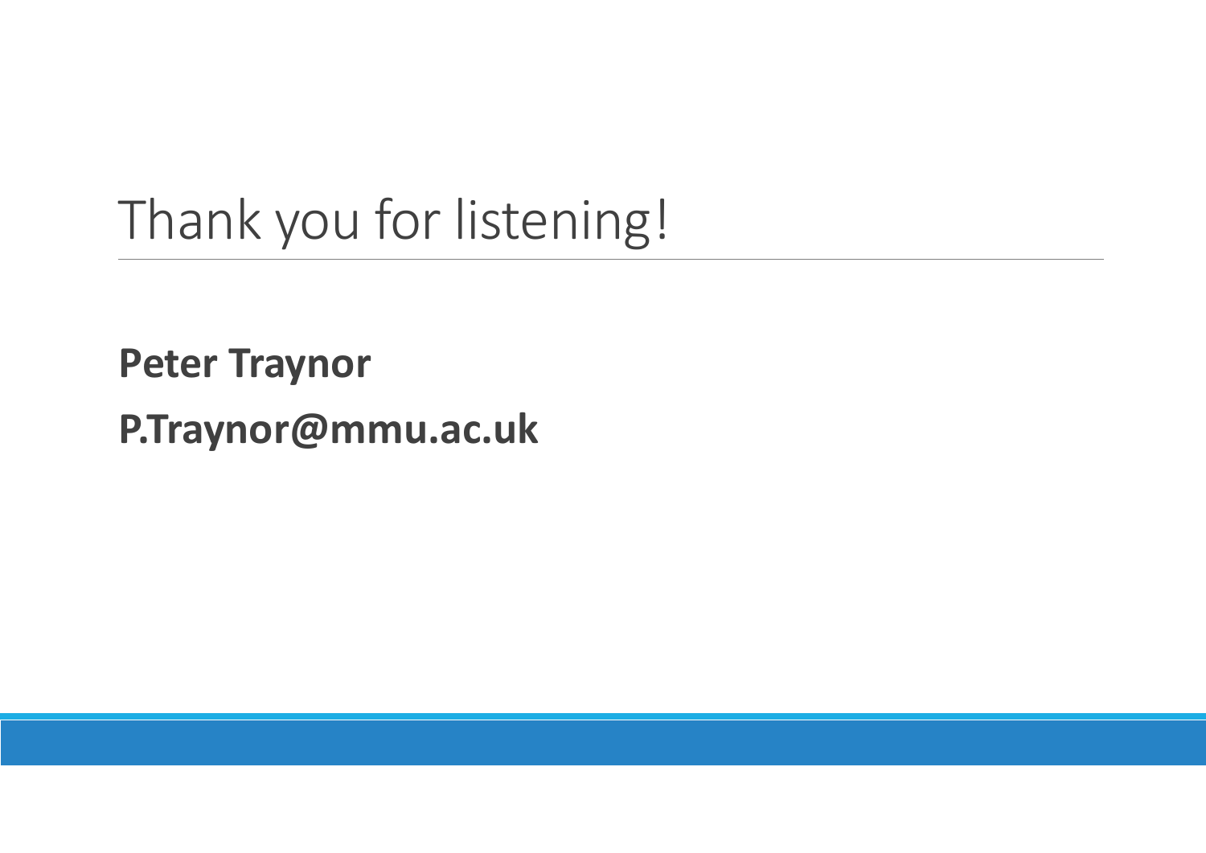# Thank you for listening!

**Peter Traynor**

**P.Traynor@mmu.ac.uk**